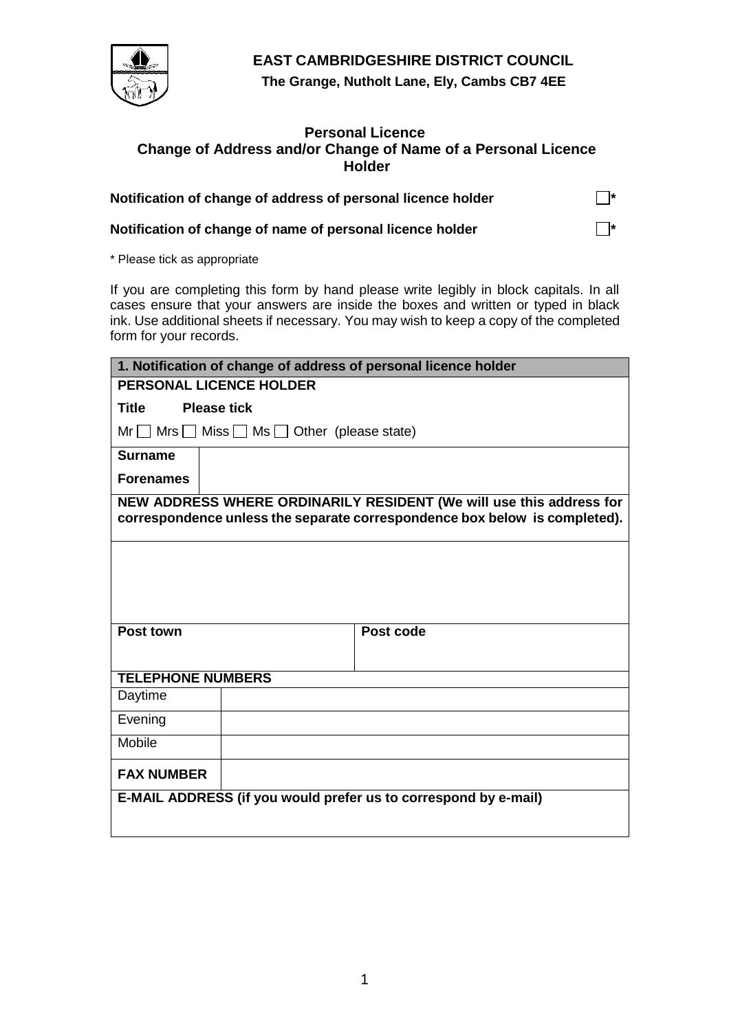# EAST CAMBRIDGESHIRE DISTRICT COUNCIL

**The Grange, Nutholt Lane, Ely, Cambs CB7 4EE**

## Personal Licence
## Change of Address and/or Change of Name of a Personal Licence Holder

**Notification of change of address of personal licence holder** ☐*

**Notification of change of name of personal licence holder** ☐*

\* Please tick as appropriate

If you are completing this form by hand please write legibly in block capitals. In all cases ensure that your answers are inside the boxes and written or typed in black ink. Use additional sheets if necessary. You may wish to keep a copy of the completed form for your records.

| **1. Notification of change of address of personal licence holder** | | |
|---|---|---|
| **PERSONAL LICENCE HOLDER** | | |
| **Title** **Please tick** | | |
| Mr ☐ Mrs ☐ Miss ☐ Ms ☐ Other (please state) | | |
| **Surname** | | |
| **Forenames** | | |
| **NEW ADDRESS WHERE ORDINARILY RESIDENT (We will use this address for correspondence unless the separate correspondence box below is completed).** | | |
| | | |
| **Post town** | | **Post code** |
| **TELEPHONE NUMBERS** | | |
| Daytime | | |
| Evening | | |
| Mobile | | |
| **FAX NUMBER** | | |
| **E-MAIL ADDRESS (if you would prefer us to correspond by e-mail)** | | |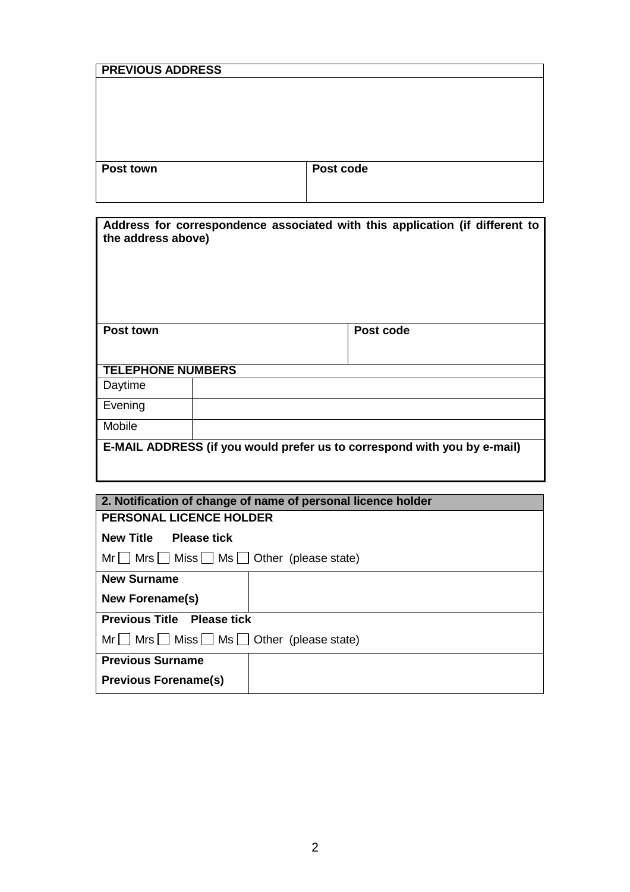| PREVIOUS ADDRESS | |
|---|---|
| | |
| **Post town** | **Post code** |

| Address for correspondence associated with this application (if different to the address above) | |
|---|---|
| | |
| **Post town** | **Post code** |

| TELEPHONE NUMBERS | |
|---|---|
| Daytime | |
| Evening | |
| Mobile | |
| **E-MAIL ADDRESS (if you would prefer us to correspond with you by e-mail)** | |

| 2. Notification of change of name of personal licence holder | |
|---|---|
| **PERSONAL LICENCE HOLDER** | |
| **New Title**  **Please tick** | |
| Mr ☐ Mrs ☐ Miss ☐ Ms ☐ Other (please state) | |
| **New Surname** | |
| **New Forename(s)** | |
| **Previous Title**  **Please tick** | |
| Mr ☐ Mrs ☐ Miss ☐ Ms ☐ Other (please state) | |
| **Previous Surname** | |
| **Previous Forename(s)** | |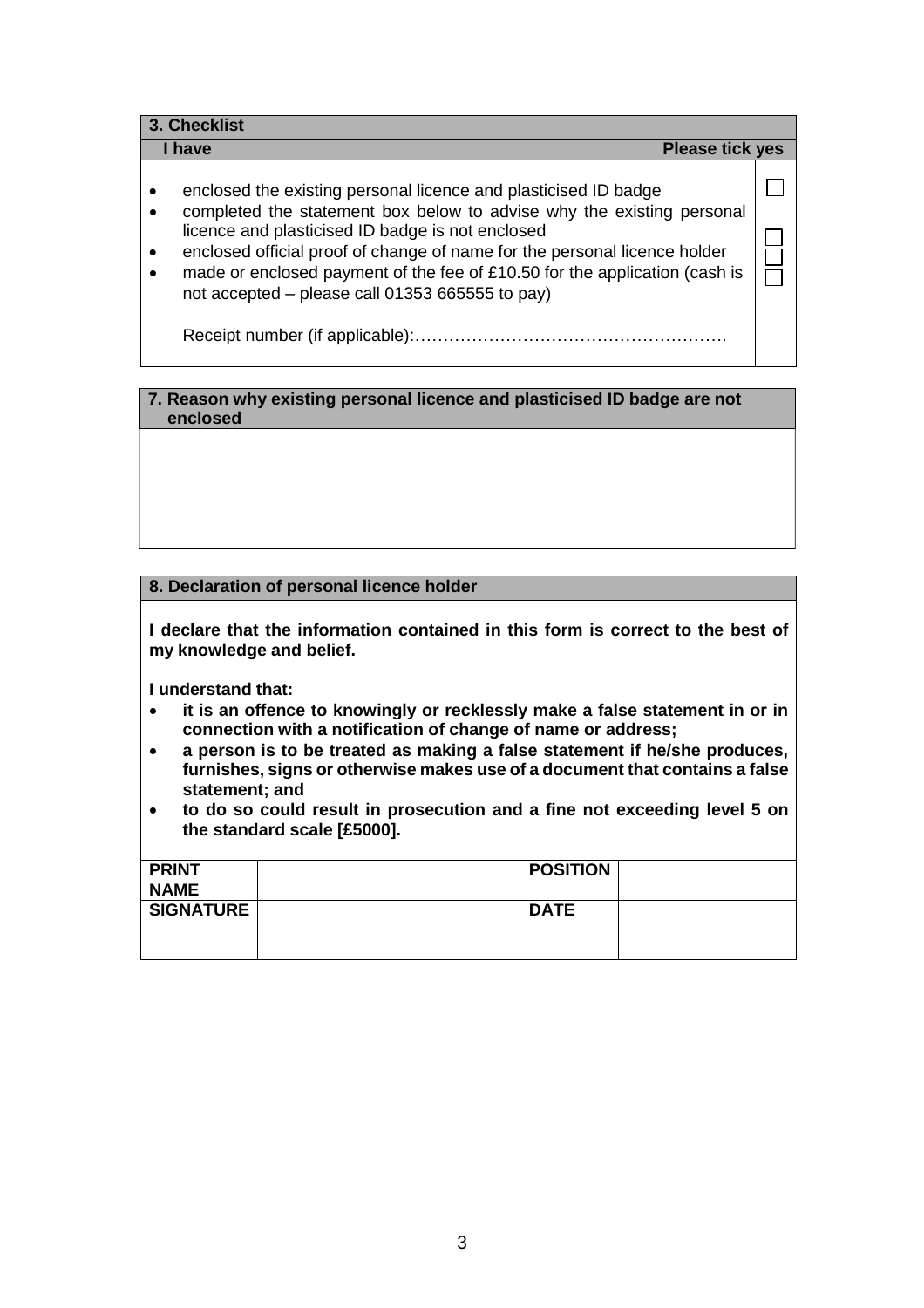## 3. Checklist

| I have | Please tick yes |
|---|---|
| • enclosed the existing personal licence and plasticised ID badge | ☐ |
| • completed the statement box below to advise why the existing personal licence and plasticised ID badge is not enclosed | ☐ |
| • enclosed official proof of change of name for the personal licence holder | ☐ |
| • made or enclosed payment of the fee of £10.50 for the application (cash is not accepted – please call 01353 665555 to pay) | ☐ |
| Receipt number (if applicable):………………………………………………. | |

## 7. Reason why existing personal licence and plasticised ID badge are not enclosed

## 8. Declaration of personal licence holder

**I declare that the information contained in this form is correct to the best of my knowledge and belief.**

**I understand that:**

- **it is an offence to knowingly or recklessly make a false statement in or in connection with a notification of change of name or address;**
- **a person is to be treated as making a false statement if he/she produces, furnishes, signs or otherwise makes use of a document that contains a false statement; and**
- **to do so could result in prosecution and a fine not exceeding level 5 on the standard scale [£5000].**

| | | | |
|---|---|---|---|
| **PRINT NAME** | | **POSITION** | |
| **SIGNATURE** | | **DATE** | |